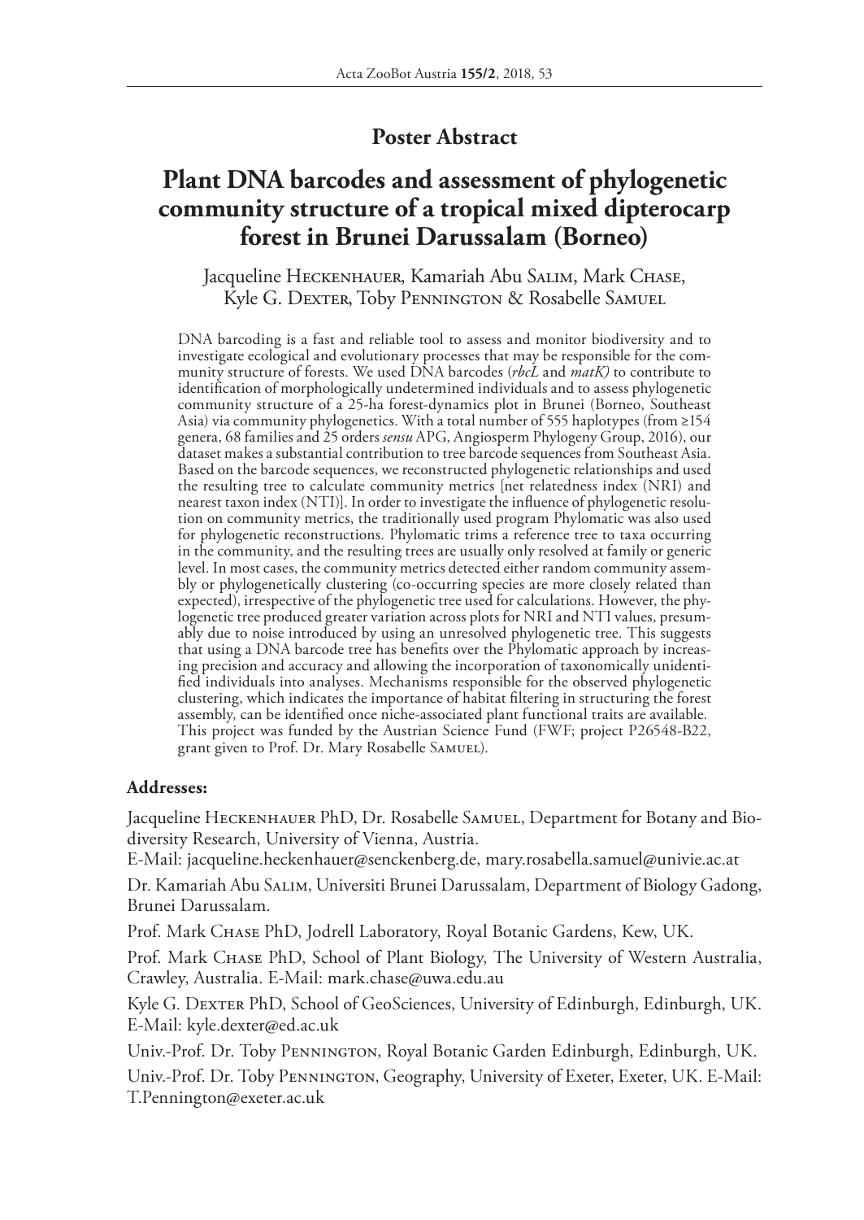## Poster Abstract

# Plant DNA barcodes and assessment of phylogenetic community structure of a tropical mixed dipterocarp forest in Brunei Darussalam (Borneo)

Jacqueline Heckenhauer, Kamariah Abu Salim, Mark Chase, Kyle G. Dexter, Toby Pennington & Rosabelle Samuel

DNA barcoding is a fast and reliable tool to assess and monitor biodiversity and to investigate ecological and evolutionary processes that may be responsible for the community structure of forests. We used DNA barcodes (*rbcL* and *matK)* to contribute to identification of morphologically undetermined individuals and to assess phylogenetic community structure of a 25-ha forest-dynamics plot in Brunei (Borneo, Southeast Asia) via community phylogenetics. With a total number of 555 haplotypes (from ≥154 genera, 68 families and 25 orders *sensu* APG, Angiosperm Phylogeny Group, 2016), our dataset makes a substantial contribution to tree barcode sequences from Southeast Asia. Based on the barcode sequences, we reconstructed phylogenetic relationships and used the resulting tree to calculate community metrics [net relatedness index (NRI) and nearest taxon index (NTI)]. In order to investigate the influence of phylogenetic resolution on community metrics, the traditionally used program Phylomatic was also used for phylogenetic reconstructions. Phylomatic trims a reference tree to taxa occurring in the community, and the resulting trees are usually only resolved at family or generic level. In most cases, the community metrics detected either random community assembly or phylogenetically clustering (co-occurring species are more closely related than expected), irrespective of the phylogenetic tree used for calculations. However, the phylogenetic tree produced greater variation across plots for NRI and NTI values, presumably due to noise introduced by using an unresolved phylogenetic tree. This suggests that using a DNA barcode tree has benefits over the Phylomatic approach by increasing precision and accuracy and allowing the incorporation of taxonomically unidentified individuals into analyses. Mechanisms responsible for the observed phylogenetic clustering, which indicates the importance of habitat filtering in structuring the forest assembly, can be identified once niche-associated plant functional traits are available. This project was funded by the Austrian Science Fund (FWF; project P26548-B22, grant given to Prof. Dr. Mary Rosabelle Samuel).

### Addresses:

Jacqueline Heckenhauer PhD, Dr. Rosabelle Samuel, Department for Botany and Biodiversity Research, University of Vienna, Austria.
E-Mail: jacqueline.heckenhauer@senckenberg.de, mary.rosabella.samuel@univie.ac.at

Dr. Kamariah Abu Salim, Universiti Brunei Darussalam, Department of Biology Gadong, Brunei Darussalam.

Prof. Mark Chase PhD, Jodrell Laboratory, Royal Botanic Gardens, Kew, UK.

Prof. Mark Chase PhD, School of Plant Biology, The University of Western Australia, Crawley, Australia. E-Mail: mark.chase@uwa.edu.au

Kyle G. Dexter PhD, School of GeoSciences, University of Edinburgh, Edinburgh, UK. E-Mail: kyle.dexter@ed.ac.uk

Univ.-Prof. Dr. Toby Pennington, Royal Botanic Garden Edinburgh, Edinburgh, UK.

Univ.-Prof. Dr. Toby Pennington, Geography, University of Exeter, Exeter, UK. E-Mail: T.Pennington@exeter.ac.uk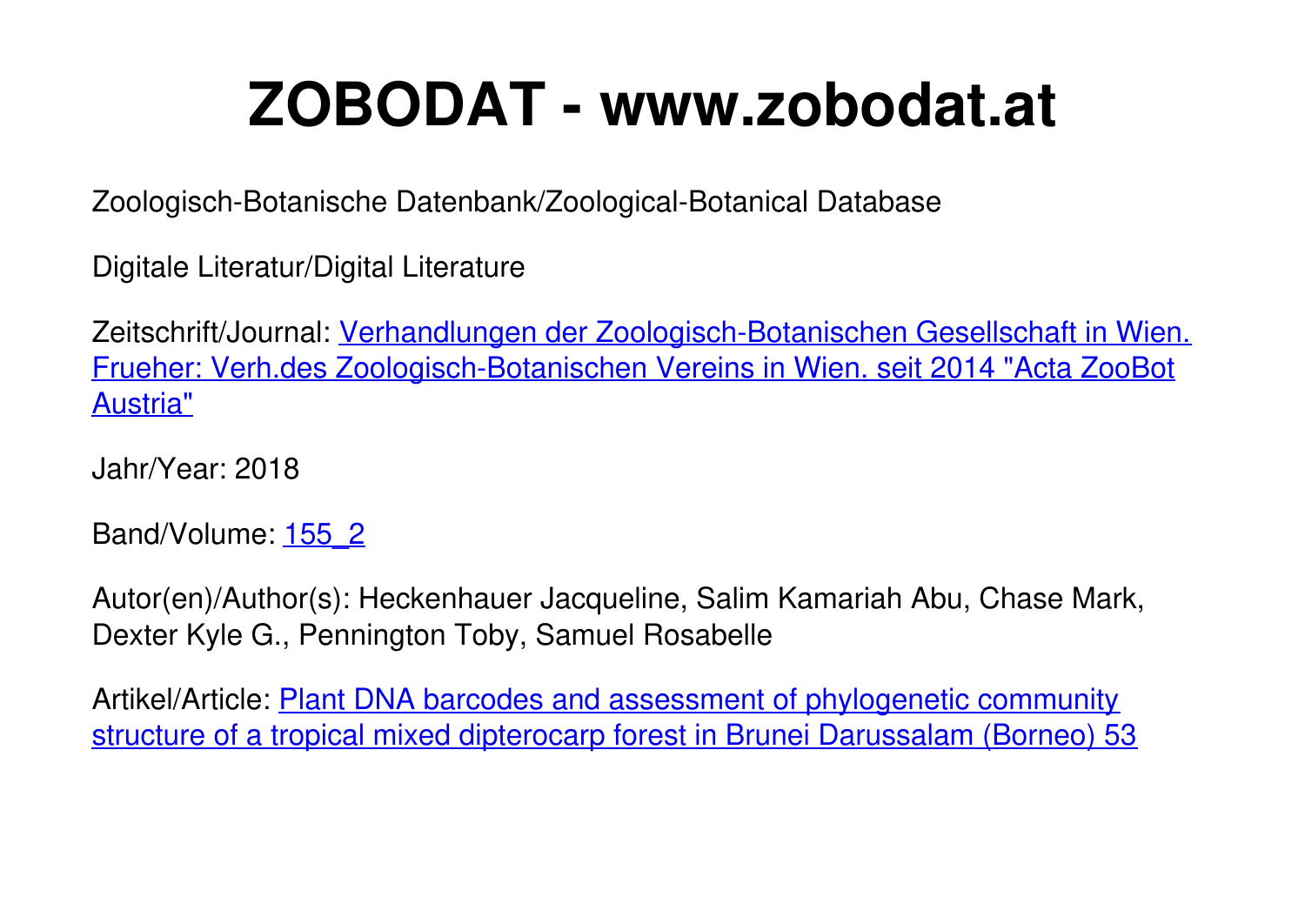# ZOBODAT - www.zobodat.at

Zoologisch-Botanische Datenbank/Zoological-Botanical Database

Digitale Literatur/Digital Literature

Zeitschrift/Journal: Verhandlungen der Zoologisch-Botanischen Gesellschaft in Wien. Frueher: Verh.des Zoologisch-Botanischen Vereins in Wien. seit 2014 "Acta ZooBot Austria"

Jahr/Year: 2018

Band/Volume: 155_2

Autor(en)/Author(s): Heckenhauer Jacqueline, Salim Kamariah Abu, Chase Mark, Dexter Kyle G., Pennington Toby, Samuel Rosabelle

Artikel/Article: Plant DNA barcodes and assessment of phylogenetic community structure of a tropical mixed dipterocarp forest in Brunei Darussalam (Borneo) 53